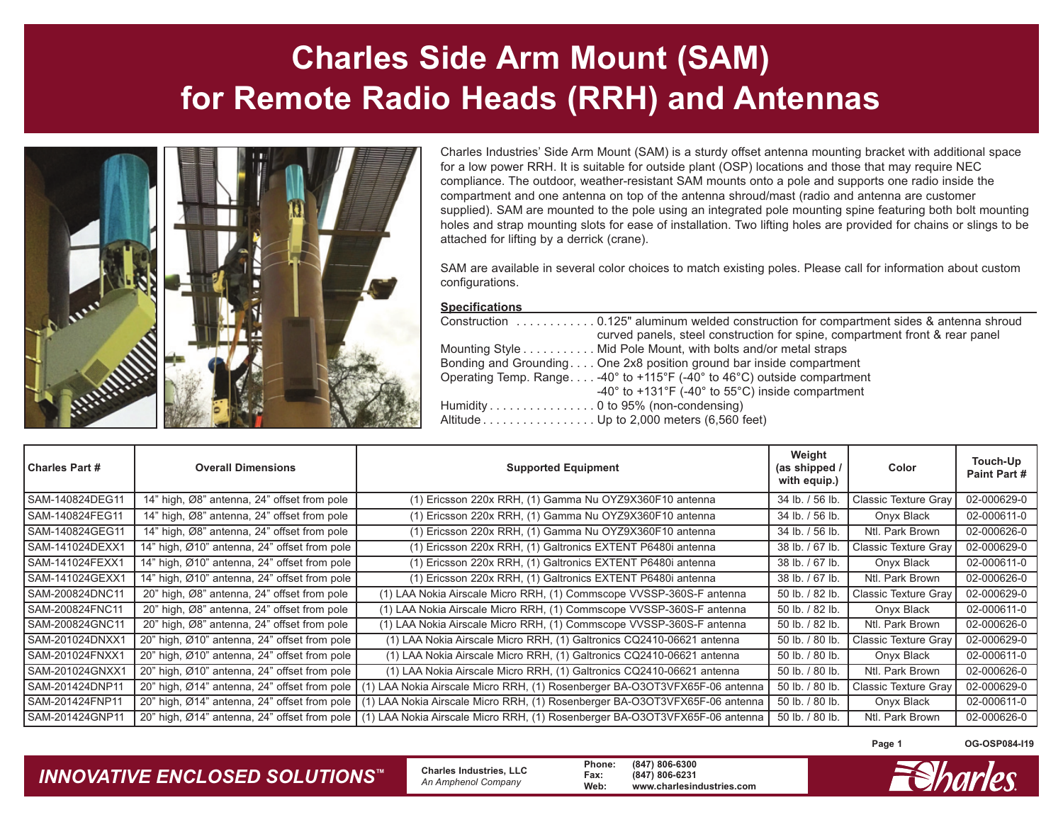# Charles Side Arm Mount (SAM) for Remote Radio Heads (RRH) and Antennas

Charles Industries' Side Arm Mount (SAM) is a sturdy offset antenna mounting bracket with additional space for a low power RRH. It is suitable for outside plant (OSP) locations and those that may require NEC compliance. The outdoor, weather-resistant SAM mounts onto a pole and supports one radio inside the compartment and one antenna on top of the antenna shroud/mast (radio and antenna are customer supplied). SAM are mounted to the pole using an integrated pole mounting spine featuring both bolt mounting holes and strap mounting slots for ease of installation. Two lifting holes are provided for chains or slings to be attached for lifting by a derrick (crane).

SAM are available in several color choices to match existing poles. Please call for information about custom configurations.

## Specifications

Construction . . . . . . . . . . . . 0.125" aluminum welded construction for compartment sides & antenna shroud curved panels, steel construction for spine, compartment front & rear panel

Mounting Style . . . . . . . . . . . Mid Pole Mount, with bolts and/or metal straps

Bonding and Grounding . . . . One 2x8 position ground bar inside compartment

Operating Temp. Range . . . . -40° to +115°F (-40° to 46°C) outside compartment
-40° to +131°F (-40° to 55°C) inside compartment

Humidity . . . . . . . . . . . . . . . . 0 to 95% (non-condensing)

Altitude . . . . . . . . . . . . . . . . . Up to 2,000 meters (6,560 feet)

| Charles Part # | Overall Dimensions | Supported Equipment | Weight (as shipped / with equip.) | Color | Touch-Up Paint Part # |
|---|---|---|---|---|---|
| SAM-140824DEG11 | 14" high, Ø8" antenna, 24" offset from pole | (1) Ericsson 220x RRH, (1) Gamma Nu OYZ9X360F10 antenna | 34 lb. / 56 lb. | Classic Texture Gray | 02-000629-0 |
| SAM-140824FEG11 | 14" high, Ø8" antenna, 24" offset from pole | (1) Ericsson 220x RRH, (1) Gamma Nu OYZ9X360F10 antenna | 34 lb. / 56 lb. | Onyx Black | 02-000611-0 |
| SAM-140824GEG11 | 14" high, Ø8" antenna, 24" offset from pole | (1) Ericsson 220x RRH, (1) Gamma Nu OYZ9X360F10 antenna | 34 lb. / 56 lb. | Ntl. Park Brown | 02-000626-0 |
| SAM-141024DEXX1 | 14" high, Ø10" antenna, 24" offset from pole | (1) Ericsson 220x RRH, (1) Galtronics EXTENT P6480i antenna | 38 lb. / 67 lb. | Classic Texture Gray | 02-000629-0 |
| SAM-141024FEXX1 | 14" high, Ø10" antenna, 24" offset from pole | (1) Ericsson 220x RRH, (1) Galtronics EXTENT P6480i antenna | 38 lb. / 67 lb. | Onyx Black | 02-000611-0 |
| SAM-141024GEXX1 | 14" high, Ø10" antenna, 24" offset from pole | (1) Ericsson 220x RRH, (1) Galtronics EXTENT P6480i antenna | 38 lb. / 67 lb. | Ntl. Park Brown | 02-000626-0 |
| SAM-200824DNC11 | 20" high, Ø8" antenna, 24" offset from pole | (1) LAA Nokia Airscale Micro RRH, (1) Commscope VVSSP-360S-F antenna | 50 lb. / 82 lb. | Classic Texture Gray | 02-000629-0 |
| SAM-200824FNC11 | 20" high, Ø8" antenna, 24" offset from pole | (1) LAA Nokia Airscale Micro RRH, (1) Commscope VVSSP-360S-F antenna | 50 lb. / 82 lb. | Onyx Black | 02-000611-0 |
| SAM-200824GNC11 | 20" high, Ø8" antenna, 24" offset from pole | (1) LAA Nokia Airscale Micro RRH, (1) Commscope VVSSP-360S-F antenna | 50 lb. / 82 lb. | Ntl. Park Brown | 02-000626-0 |
| SAM-201024DNXX1 | 20" high, Ø10" antenna, 24" offset from pole | (1) LAA Nokia Airscale Micro RRH, (1) Galtronics CQ2410-06621 antenna | 50 lb. / 80 lb. | Classic Texture Gray | 02-000629-0 |
| SAM-201024FNXX1 | 20" high, Ø10" antenna, 24" offset from pole | (1) LAA Nokia Airscale Micro RRH, (1) Galtronics CQ2410-06621 antenna | 50 lb. / 80 lb. | Onyx Black | 02-000611-0 |
| SAM-201024GNXX1 | 20" high, Ø10" antenna, 24" offset from pole | (1) LAA Nokia Airscale Micro RRH, (1) Galtronics CQ2410-06621 antenna | 50 lb. / 80 lb. | Ntl. Park Brown | 02-000626-0 |
| SAM-201424DNP11 | 20" high, Ø14" antenna, 24" offset from pole | (1) LAA Nokia Airscale Micro RRH, (1) Rosenberger BA-O3OT3VFX65F-06 antenna | 50 lb. / 80 lb. | Classic Texture Gray | 02-000629-0 |
| SAM-201424FNP11 | 20" high, Ø14" antenna, 24" offset from pole | (1) LAA Nokia Airscale Micro RRH, (1) Rosenberger BA-O3OT3VFX65F-06 antenna | 50 lb. / 80 lb. | Onyx Black | 02-000611-0 |
| SAM-201424GNP11 | 20" high, Ø14" antenna, 24" offset from pole | (1) LAA Nokia Airscale Micro RRH, (1) Rosenberger BA-O3OT3VFX65F-06 antenna | 50 lb. / 80 lb. | Ntl. Park Brown | 02-000626-0 |

OG-OSP084-I19

*INNOVATIVE ENCLOSED SOLUTIONS™*

**Charles Industries, LLC**
*An Amphenol Company*

**Phone:** (847) 806-6300
**Fax:** (847) 806-6231
**Web:** www.charlesindustries.com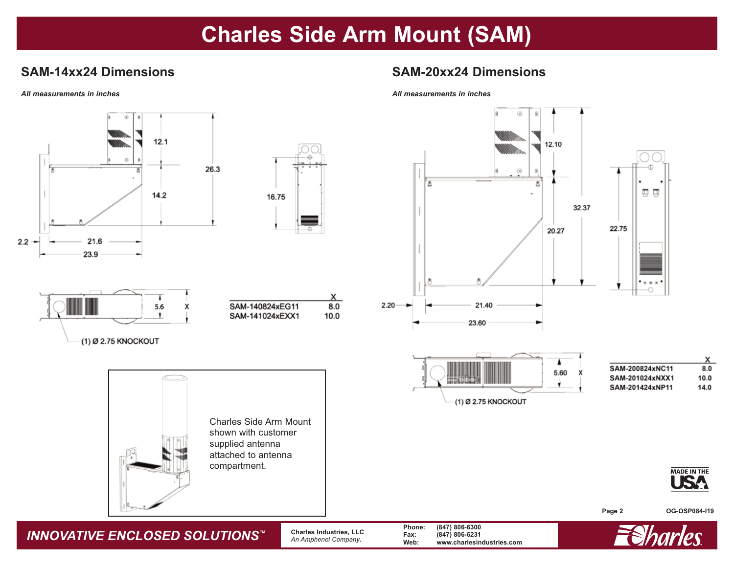# Charles Side Arm Mount (SAM)

## SAM-14xx24 Dimensions

*All measurements in inches*

12.1
26.3
14.2
16.75
2.2
21.6
23.9
5.6
X
(1) Ø 2.75 KNOCKOUT

| | X |
|---|---|
| SAM-140824xEG11 | 8.0 |
| SAM-141024xEXX1 | 10.0 |

Charles Side Arm Mount shown with customer supplied antenna attached to antenna compartment.

## SAM-20xx24 Dimensions

*All measurements in inches*

12.10
32.37
20.27
22.75
2.20
21.40
23.60
5.60
X
(1) Ø 2.75 KNOCKOUT

| | X |
|---|---|
| SAM-200824xNC11 | 8.0 |
| SAM-201024xNXX1 | 10.0 |
| SAM-201424xNP11 | 14.0 |

MADE IN THE USA

OG-OSP084-I19

*INNOVATIVE ENCLOSED SOLUTIONS™*

**Charles Industries, LLC**
*An Amphenol Company.*

**Phone:** (847) 806-6300
**Fax:** (847) 806-6231
**Web:** www.charlesindustries.com

Charles